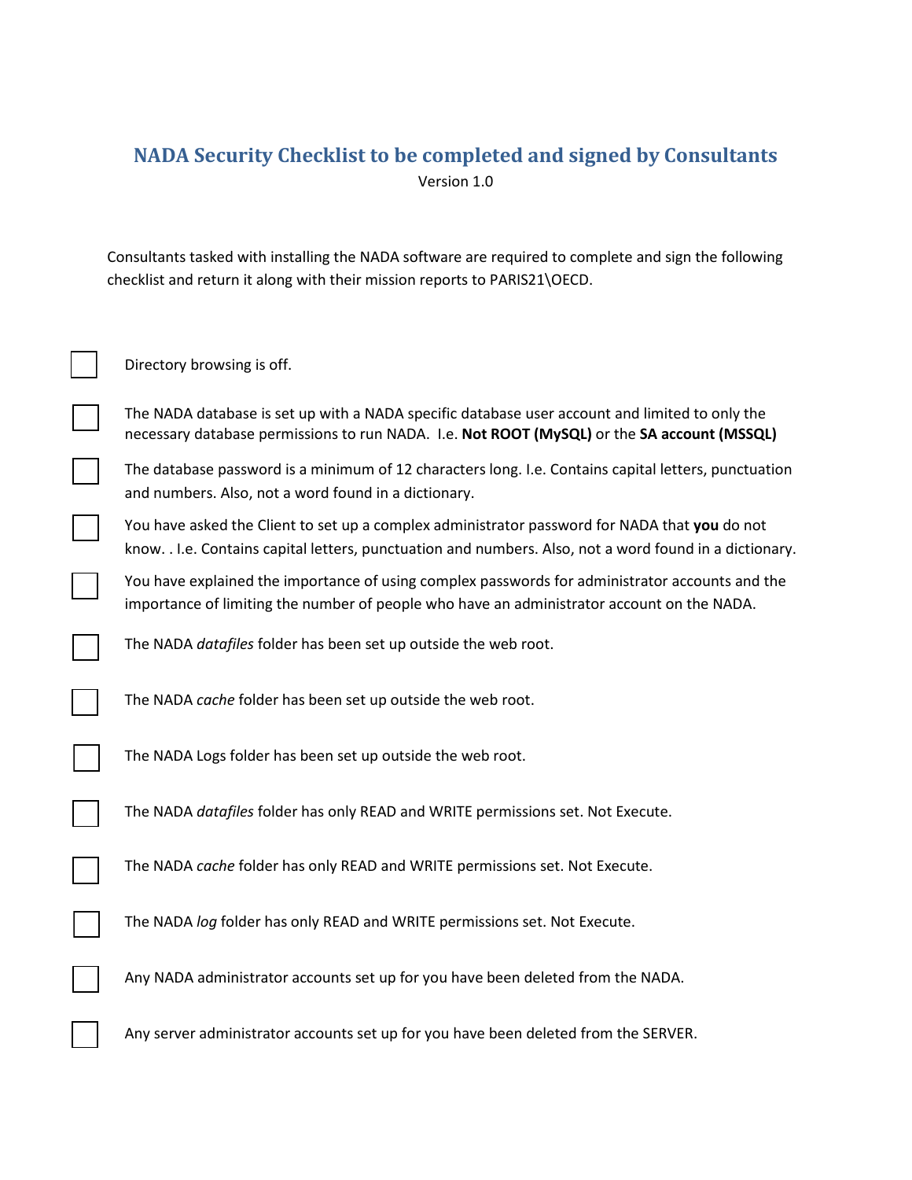# NADA Security Checklist to be completed and signed by Consultants

Version 1.0

Consultants tasked with installing the NADA software are required to complete and sign the following checklist and return it along with their mission reports to PARIS21\OECD.

- [ ] Directory browsing is off.
- [ ] The NADA database is set up with a NADA specific database user account and limited to only the necessary database permissions to run NADA. I.e. **Not ROOT (MySQL)** or the **SA account (MSSQL)**
- [ ] The database password is a minimum of 12 characters long. I.e. Contains capital letters, punctuation and numbers. Also, not a word found in a dictionary.
- [ ] You have asked the Client to set up a complex administrator password for NADA that **you** do not know. . I.e. Contains capital letters, punctuation and numbers. Also, not a word found in a dictionary.
- [ ] You have explained the importance of using complex passwords for administrator accounts and the importance of limiting the number of people who have an administrator account on the NADA.
- [ ] The NADA *datafiles* folder has been set up outside the web root.
- [ ] The NADA *cache* folder has been set up outside the web root.
- [ ] The NADA Logs folder has been set up outside the web root.
- [ ] The NADA *datafiles* folder has only READ and WRITE permissions set. Not Execute.
- [ ] The NADA *cache* folder has only READ and WRITE permissions set. Not Execute.
- [ ] The NADA *log* folder has only READ and WRITE permissions set. Not Execute.
- [ ] Any NADA administrator accounts set up for you have been deleted from the NADA.
- [ ] Any server administrator accounts set up for you have been deleted from the SERVER.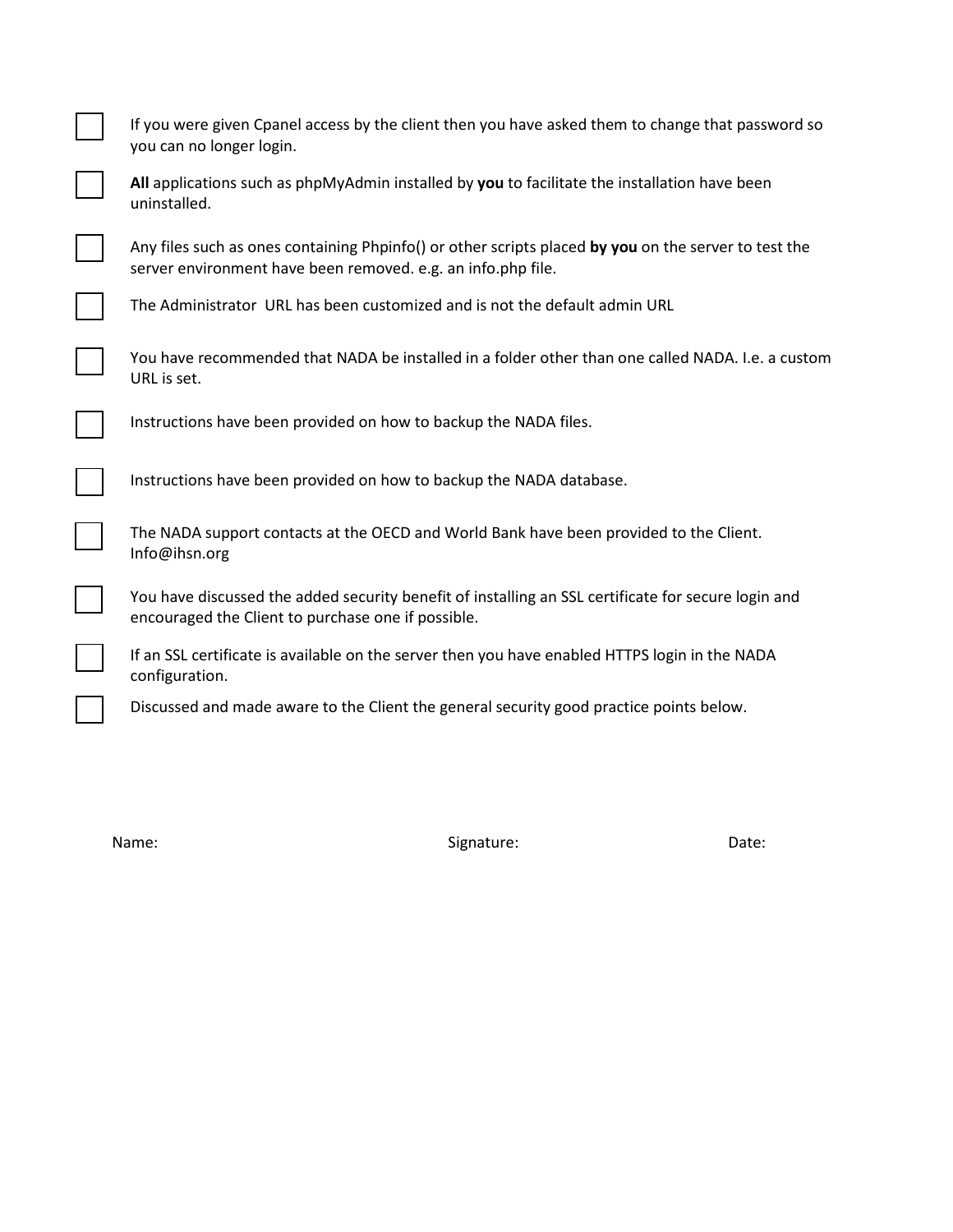- [ ] If you were given Cpanel access by the client then you have asked them to change that password so you can no longer login.
- [ ] **All** applications such as phpMyAdmin installed by **you** to facilitate the installation have been uninstalled.
- [ ] Any files such as ones containing Phpinfo() or other scripts placed **by you** on the server to test the server environment have been removed. e.g. an info.php file.
- [ ] The Administrator URL has been customized and is not the default admin URL
- [ ] You have recommended that NADA be installed in a folder other than one called NADA. I.e. a custom URL is set.
- [ ] Instructions have been provided on how to backup the NADA files.
- [ ] Instructions have been provided on how to backup the NADA database.
- [ ] The NADA support contacts at the OECD and World Bank have been provided to the Client. Info@ihsn.org
- [ ] You have discussed the added security benefit of installing an SSL certificate for secure login and encouraged the Client to purchase one if possible.
- [ ] If an SSL certificate is available on the server then you have enabled HTTPS login in the NADA configuration.
- [ ] Discussed and made aware to the Client the general security good practice points below.

Name: Signature: Date: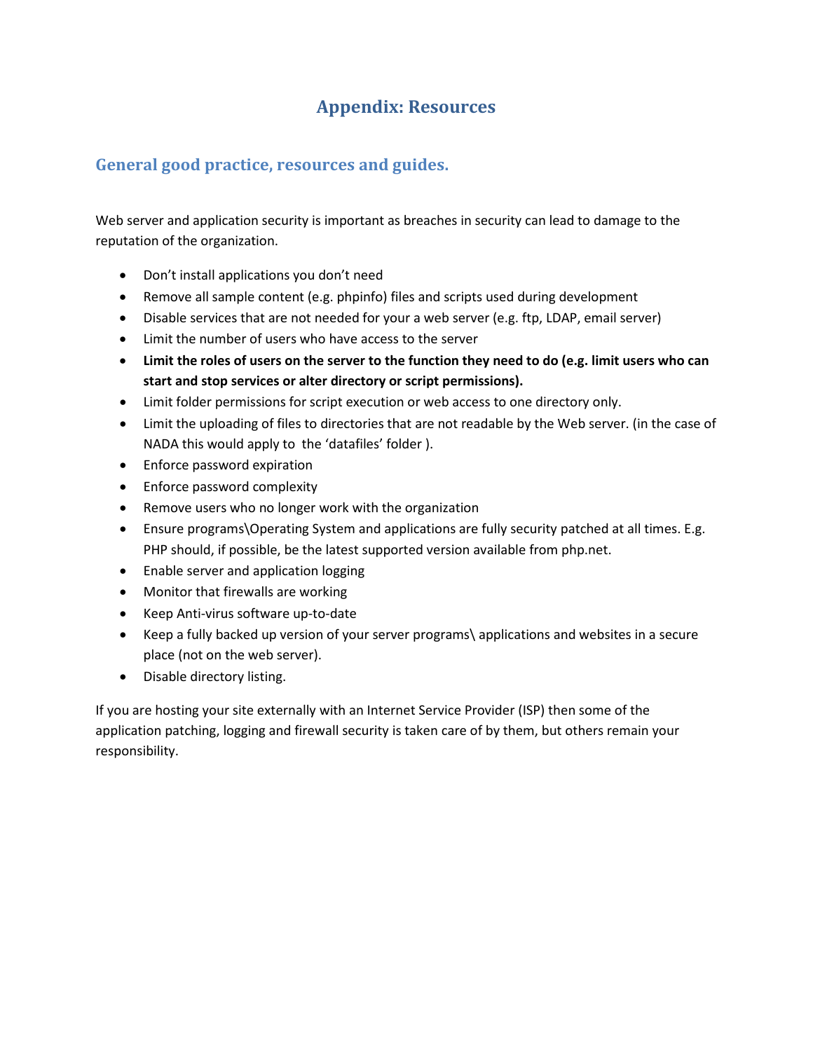# Appendix: Resources

## General good practice, resources and guides.

Web server and application security is important as breaches in security can lead to damage to the reputation of the organization.

- Don't install applications you don't need
- Remove all sample content (e.g. phpinfo) files and scripts used during development
- Disable services that are not needed for your a web server (e.g. ftp, LDAP, email server)
- Limit the number of users who have access to the server
- **Limit the roles of users on the server to the function they need to do (e.g. limit users who can start and stop services or alter directory or script permissions).**
- Limit folder permissions for script execution or web access to one directory only.
- Limit the uploading of files to directories that are not readable by the Web server. (in the case of NADA this would apply to the 'datafiles' folder ).
- Enforce password expiration
- Enforce password complexity
- Remove users who no longer work with the organization
- Ensure programs\Operating System and applications are fully security patched at all times. E.g. PHP should, if possible, be the latest supported version available from php.net.
- Enable server and application logging
- Monitor that firewalls are working
- Keep Anti-virus software up-to-date
- Keep a fully backed up version of your server programs\ applications and websites in a secure place (not on the web server).
- Disable directory listing.

If you are hosting your site externally with an Internet Service Provider (ISP) then some of the application patching, logging and firewall security is taken care of by them, but others remain your responsibility.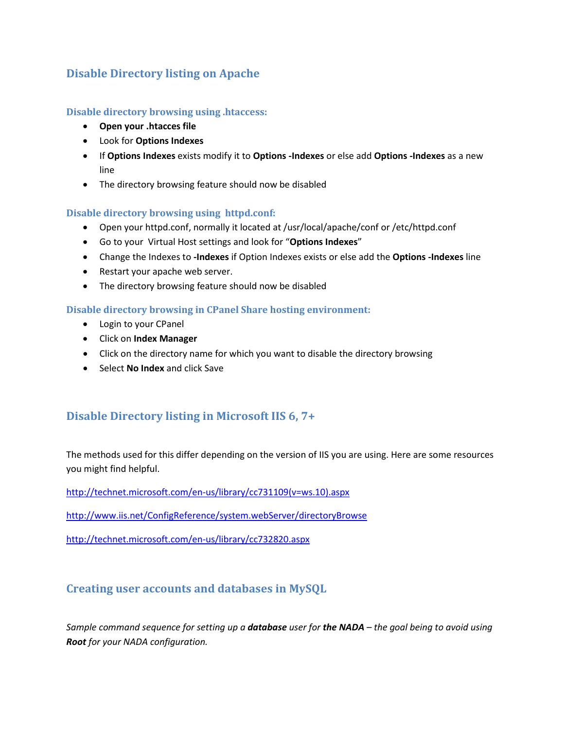## Disable Directory listing on Apache

### Disable directory browsing using .htaccess:

- **Open your .htacces file**
- Look for **Options Indexes**
- If **Options Indexes** exists modify it to **Options -Indexes** or else add **Options -Indexes** as a new line
- The directory browsing feature should now be disabled

### Disable directory browsing using httpd.conf:

- Open your httpd.conf, normally it located at /usr/local/apache/conf or /etc/httpd.conf
- Go to your Virtual Host settings and look for "**Options Indexes**"
- Change the Indexes to **-Indexes** if Option Indexes exists or else add the **Options -Indexes** line
- Restart your apache web server.
- The directory browsing feature should now be disabled

### Disable directory browsing in CPanel Share hosting environment:

- Login to your CPanel
- Click on **Index Manager**
- Click on the directory name for which you want to disable the directory browsing
- Select **No Index** and click Save

## Disable Directory listing in Microsoft IIS 6, 7+

The methods used for this differ depending on the version of IIS you are using. Here are some resources you might find helpful.

http://technet.microsoft.com/en-us/library/cc731109(v=ws.10).aspx

http://www.iis.net/ConfigReference/system.webServer/directoryBrowse

http://technet.microsoft.com/en-us/library/cc732820.aspx

## Creating user accounts and databases in MySQL

*Sample command sequence for setting up a **database** user for **the NADA** – the goal being to avoid using **Root** for your NADA configuration.*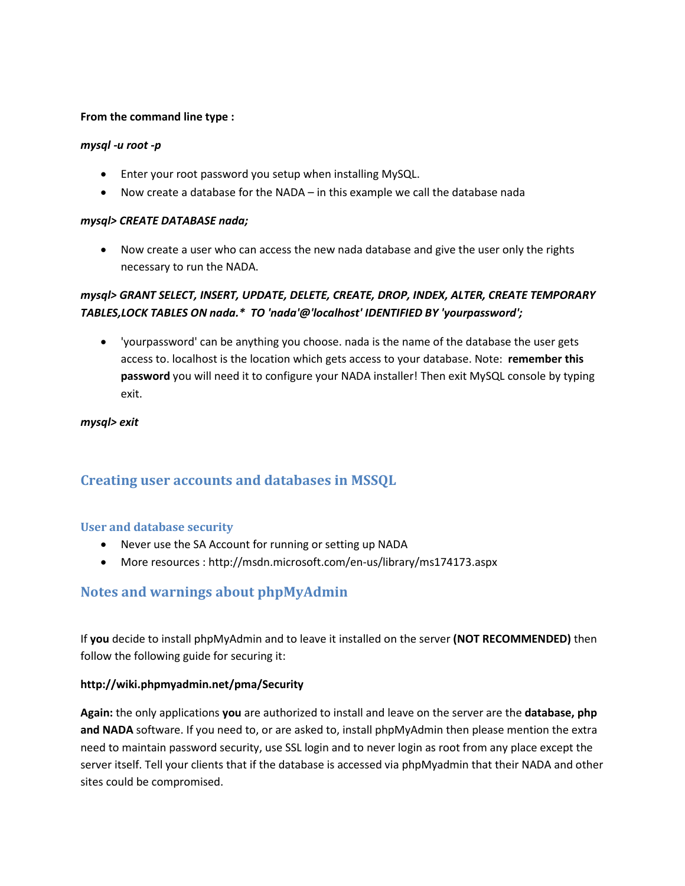**From the command line type :**

***mysql -u root -p***

- Enter your root password you setup when installing MySQL.
- Now create a database for the NADA – in this example we call the database nada

***mysql> CREATE DATABASE nada;***

- Now create a user who can access the new nada database and give the user only the rights necessary to run the NADA.

***mysql> GRANT SELECT, INSERT, UPDATE, DELETE, CREATE, DROP, INDEX, ALTER, CREATE TEMPORARY TABLES,LOCK TABLES ON nada.* TO 'nada'@'localhost' IDENTIFIED BY 'yourpassword';***

- 'yourpassword' can be anything you choose. nada is the name of the database the user gets access to. localhost is the location which gets access to your database. Note: **remember this password** you will need it to configure your NADA installer! Then exit MySQL console by typing exit.

***mysql> exit***

## Creating user accounts and databases in MSSQL

### User and database security

- Never use the SA Account for running or setting up NADA
- More resources : http://msdn.microsoft.com/en-us/library/ms174173.aspx

## Notes and warnings about phpMyAdmin

If **you** decide to install phpMyAdmin and to leave it installed on the server **(NOT RECOMMENDED)** then follow the following guide for securing it:

**http://wiki.phpmyadmin.net/pma/Security**

**Again:** the only applications **you** are authorized to install and leave on the server are the **database, php and NADA** software. If you need to, or are asked to, install phpMyAdmin then please mention the extra need to maintain password security, use SSL login and to never login as root from any place except the server itself. Tell your clients that if the database is accessed via phpMyadmin that their NADA and other sites could be compromised.